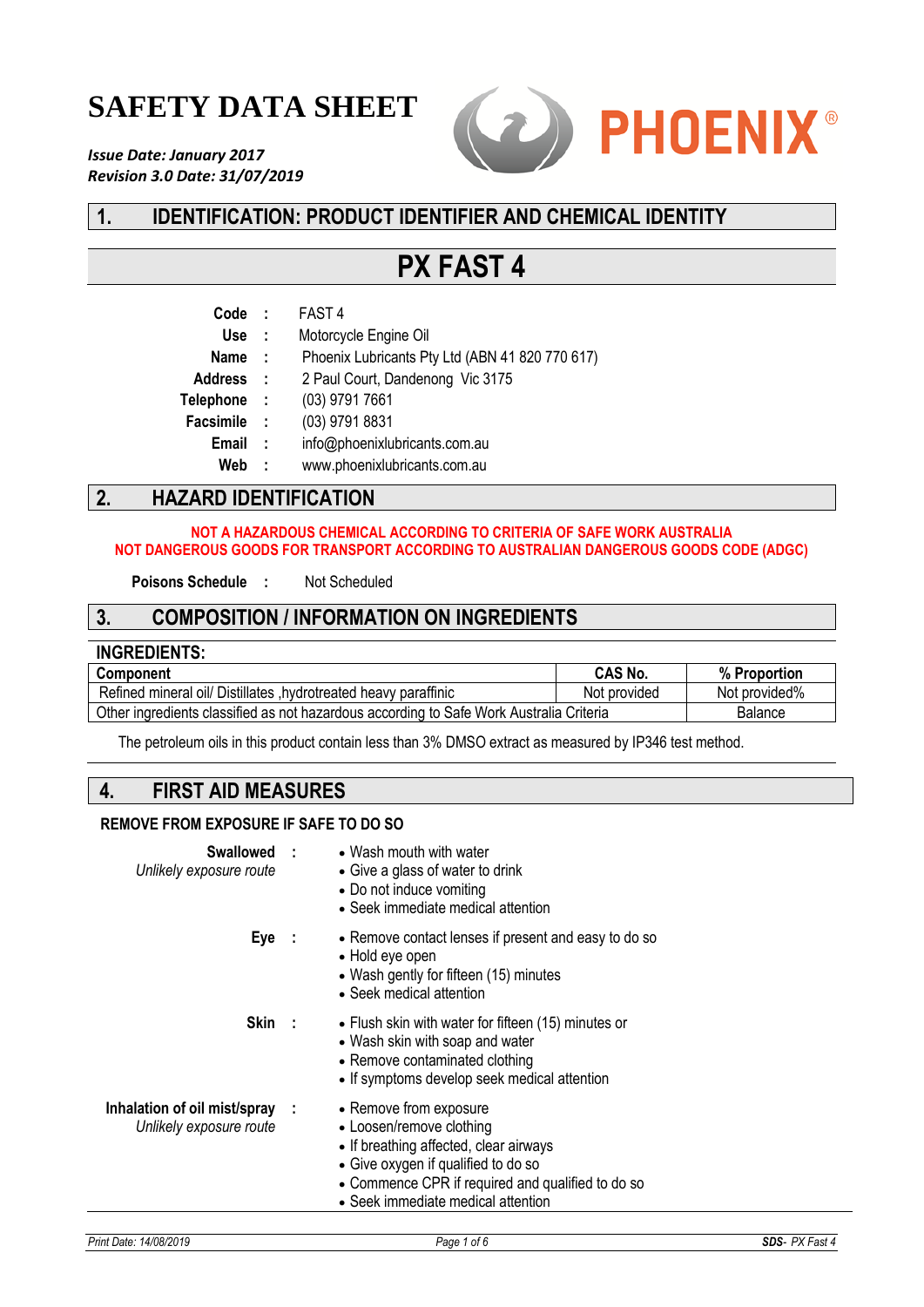# SAFETY DATA SHEET

***Issue Date: January 2017***
***Revision 3.0 Date: 31/07/2019***

PHOENIX®

## 1. IDENTIFICATION: PRODUCT IDENTIFIER AND CHEMICAL IDENTITY

# PX FAST 4

**Code** : FAST 4
**Use** : Motorcycle Engine Oil
**Name** : Phoenix Lubricants Pty Ltd (ABN 41 820 770 617)
**Address** : 2 Paul Court, Dandenong Vic 3175
**Telephone** : (03) 9791 7661
**Facsimile** : (03) 9791 8831
**Email** : info@phoenixlubricants.com.au
**Web** : www.phoenixlubricants.com.au

## 2. HAZARD IDENTIFICATION

**NOT A HAZARDOUS CHEMICAL ACCORDING TO CRITERIA OF SAFE WORK AUSTRALIA**
**NOT DANGEROUS GOODS FOR TRANSPORT ACCORDING TO AUSTRALIAN DANGEROUS GOODS CODE (ADGC)**

**Poisons Schedule** : Not Scheduled

## 3. COMPOSITION / INFORMATION ON INGREDIENTS

**INGREDIENTS:**

| Component | CAS No. | % Proportion |
|---|---|---|
| Refined mineral oil/ Distillates ,hydrotreated heavy paraffinic | Not provided | Not provided% |
| Other ingredients classified as not hazardous according to Safe Work Australia Criteria | | Balance |

The petroleum oils in this product contain less than 3% DMSO extract as measured by IP346 test method.

## 4. FIRST AID MEASURES

**REMOVE FROM EXPOSURE IF SAFE TO DO SO**

**Swallowed** : *Unlikely exposure route*
- Wash mouth with water
- Give a glass of water to drink
- Do not induce vomiting
- Seek immediate medical attention

**Eye** :
- Remove contact lenses if present and easy to do so
- Hold eye open
- Wash gently for fifteen (15) minutes
- Seek medical attention

**Skin** :
- Flush skin with water for fifteen (15) minutes or
- Wash skin with soap and water
- Remove contaminated clothing
- If symptoms develop seek medical attention

**Inhalation of oil mist/spray** : *Unlikely exposure route*
- Remove from exposure
- Loosen/remove clothing
- If breathing affected, clear airways
- Give oxygen if qualified to do so
- Commence CPR if required and qualified to do so
- Seek immediate medical attention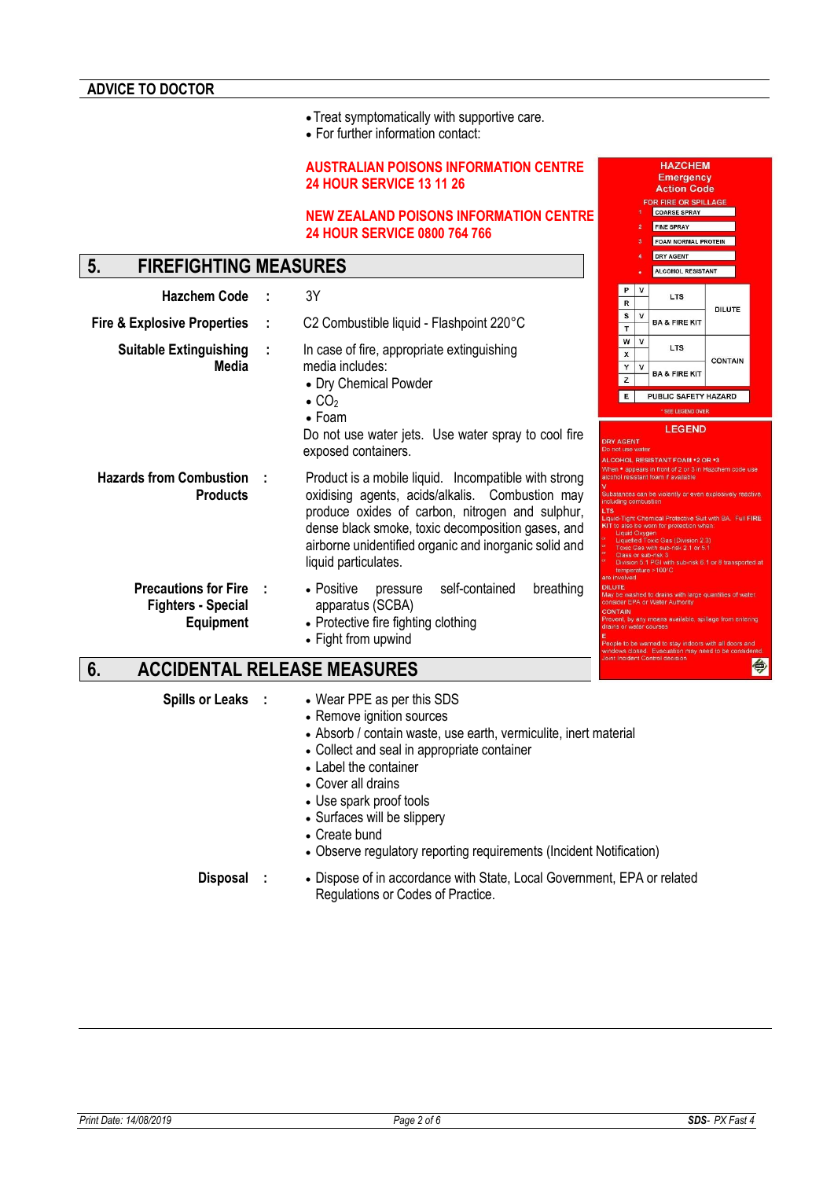## ADVICE TO DOCTOR

- Treat symptomatically with supportive care.
- For further information contact:

**AUSTRALIAN POISONS INFORMATION CENTRE**
**24 HOUR SERVICE 13 11 26**

**NEW ZEALAND POISONS INFORMATION CENTRE**
**24 HOUR SERVICE 0800 764 766**

**HAZCHEM Emergency Action Code**

FOR FIRE OR SPILLAGE

| | |
|---|---|
| 1 | COARSE SPRAY |
| 2 | FINE SPRAY |
| 3 | FOAM NORMAL PROTEIN |
| 4 | DRY AGENT |
| • | ALCOHOL RESISTANT |

| | | | |
|---|---|---|---|
| P | V | LTS | DILUTE |
| R | | | |
| S | V | BA & FIRE KIT | |
| T | | | |
| W | V | LTS | CONTAIN |
| X | | | |
| Y | V | BA & FIRE KIT | |
| Z | | | |
| E | | PUBLIC SAFETY HAZARD | |

* SEE LEGEND OVER

**LEGEND**

DRY AGENT
Do not use water

ALCOHOL RESISTANT FOAM •2 OR •3
When • appears in front of 2 or 3 in Hazchem code use alcohol resistant foam if available

V
Substances can be violently or even explosively reactive, including combustion

LTS
Liquid-Tight Chemical Protective Suit with BA. Full FIRE KIT to also be worn for protection when:
Liquid Oxygen
or Liquefied Toxic Gas (Division 2.3)
or Toxic Gas with sub-risk 2.1 or 5.1
or Class or sub-risk 3
or Division 5.1 PGI with sub-risk 6.1 or 8 transported at temperature >100°C
are involved

DILUTE
May be washed to drains with large quantities of water, consider EPA or Water Authority

CONTAIN
Prevent, by any means available, spillage from entering drains or water courses

E
People to be warned to stay indoors with all doors and windows closed. Evacuation may need to be considered. Joint Incident Control decision

## 5. FIREFIGHTING MEASURES

**Hazchem Code** : 3Y

**Fire & Explosive Properties** : C2 Combustible liquid - Flashpoint 220°C

**Suitable Extinguishing Media** : In case of fire, appropriate extinguishing media includes:
- Dry Chemical Powder
- $CO_2$
- Foam

Do not use water jets. Use water spray to cool fire exposed containers.

**Hazards from Combustion Products** : Product is a mobile liquid. Incompatible with strong oxidising agents, acids/alkalis. Combustion may produce oxides of carbon, nitrogen and sulphur, dense black smoke, toxic decomposition gases, and airborne unidentified organic and inorganic solid and liquid particulates.

**Precautions for Fire Fighters - Special Equipment** :
- Positive pressure self-contained breathing apparatus (SCBA)
- Protective fire fighting clothing
- Fight from upwind

## 6. ACCIDENTAL RELEASE MEASURES

**Spills or Leaks** :
- Wear PPE as per this SDS
- Remove ignition sources
- Absorb / contain waste, use earth, vermiculite, inert material
- Collect and seal in appropriate container
- Label the container
- Cover all drains
- Use spark proof tools
- Surfaces will be slippery
- Create bund
- Observe regulatory reporting requirements (Incident Notification)

**Disposal** :
- Dispose of in accordance with State, Local Government, EPA or related Regulations or Codes of Practice.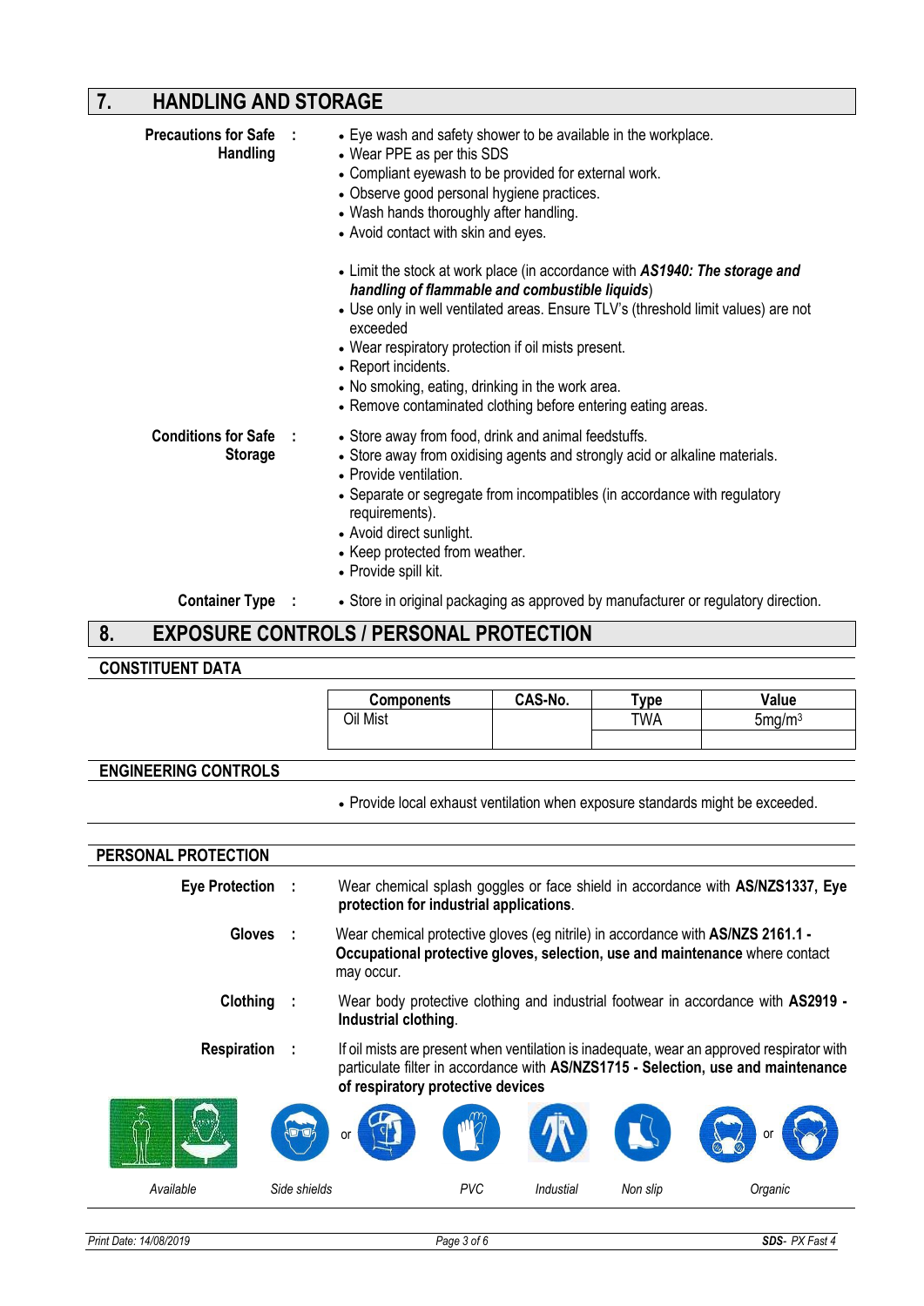## 7. HANDLING AND STORAGE

**Precautions for Safe Handling** :

- Eye wash and safety shower to be available in the workplace.
- Wear PPE as per this SDS
- Compliant eyewash to be provided for external work.
- Observe good personal hygiene practices.
- Wash hands thoroughly after handling.
- Avoid contact with skin and eyes.

- Limit the stock at work place (in accordance with ***AS1940: The storage and handling of flammable and combustible liquids***)
- Use only in well ventilated areas. Ensure TLV's (threshold limit values) are not exceeded
- Wear respiratory protection if oil mists present.
- Report incidents.
- No smoking, eating, drinking in the work area.
- Remove contaminated clothing before entering eating areas.

**Conditions for Safe Storage** :

- Store away from food, drink and animal feedstuffs.
- Store away from oxidising agents and strongly acid or alkaline materials.
- Provide ventilation.
- Separate or segregate from incompatibles (in accordance with regulatory requirements).
- Avoid direct sunlight.
- Keep protected from weather.
- Provide spill kit.

**Container Type** :

- Store in original packaging as approved by manufacturer or regulatory direction.

## 8. EXPOSURE CONTROLS / PERSONAL PROTECTION

### CONSTITUENT DATA

| Components | CAS-No. | Type | Value |
|---|---|---|---|
| Oil Mist | | TWA | $5 mg/m^3$ |
| | | | |

### ENGINEERING CONTROLS

- Provide local exhaust ventilation when exposure standards might be exceeded.

### PERSONAL PROTECTION

**Eye Protection** : Wear chemical splash goggles or face shield in accordance with **AS/NZS1337, Eye protection for industrial applications**.

**Gloves** : Wear chemical protective gloves (eg nitrile) in accordance with **AS/NZS 2161.1 - Occupational protective gloves, selection, use and maintenance** where contact may occur.

**Clothing** : Wear body protective clothing and industrial footwear in accordance with **AS2919 - Industrial clothing**.

**Respiration** : If oil mists are present when ventilation is inadequate, wear an approved respirator with particulate filter in accordance with **AS/NZS1715 - Selection, use and maintenance of respiratory protective devices**

*Available* | *Side shields* or | *PVC* | *Industial* | *Non slip* | *Organic* or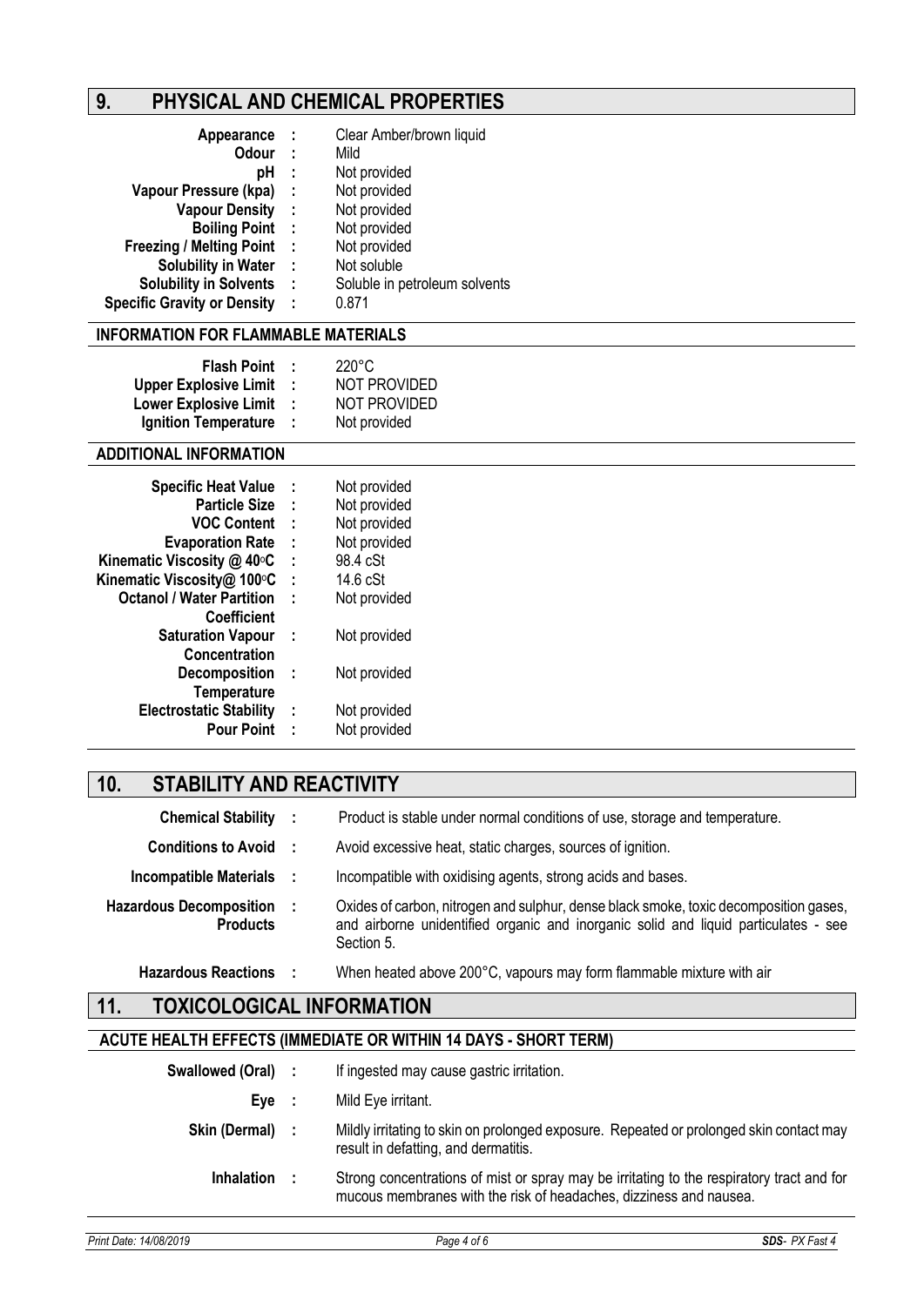## 9. PHYSICAL AND CHEMICAL PROPERTIES

| | | |
|---|---|---|
| **Appearance** | : | Clear Amber/brown liquid |
| **Odour** | : | Mild |
| **pH** | : | Not provided |
| **Vapour Pressure (kpa)** | : | Not provided |
| **Vapour Density** | : | Not provided |
| **Boiling Point** | : | Not provided |
| **Freezing / Melting Point** | : | Not provided |
| **Solubility in Water** | : | Not soluble |
| **Solubility in Solvents** | : | Soluble in petroleum solvents |
| **Specific Gravity or Density** | : | 0.871 |

### INFORMATION FOR FLAMMABLE MATERIALS

| | | |
|---|---|---|
| **Flash Point** | : | 220°C |
| **Upper Explosive Limit** | : | NOT PROVIDED |
| **Lower Explosive Limit** | : | NOT PROVIDED |
| **Ignition Temperature** | : | Not provided |

### ADDITIONAL INFORMATION

| | | |
|---|---|---|
| **Specific Heat Value** | : | Not provided |
| **Particle Size** | : | Not provided |
| **VOC Content** | : | Not provided |
| **Evaporation Rate** | : | Not provided |
| **Kinematic Viscosity @ 40°C** | : | 98.4 cSt |
| **Kinematic Viscosity@ 100°C** | : | 14.6 cSt |
| **Octanol / Water Partition Coefficient** | : | Not provided |
| **Saturation Vapour Concentration** | : | Not provided |
| **Decomposition Temperature** | : | Not provided |
| **Electrostatic Stability** | : | Not provided |
| **Pour Point** | : | Not provided |

## 10. STABILITY AND REACTIVITY

| | | |
|---|---|---|
| **Chemical Stability** | : | Product is stable under normal conditions of use, storage and temperature. |
| **Conditions to Avoid** | : | Avoid excessive heat, static charges, sources of ignition. |
| **Incompatible Materials** | : | Incompatible with oxidising agents, strong acids and bases. |
| **Hazardous Decomposition Products** | : | Oxides of carbon, nitrogen and sulphur, dense black smoke, toxic decomposition gases, and airborne unidentified organic and inorganic solid and liquid particulates - see Section 5. |
| **Hazardous Reactions** | : | When heated above 200°C, vapours may form flammable mixture with air |

## 11. TOXICOLOGICAL INFORMATION

### ACUTE HEALTH EFFECTS (IMMEDIATE OR WITHIN 14 DAYS - SHORT TERM)

| | | |
|---|---|---|
| **Swallowed (Oral)** | : | If ingested may cause gastric irritation. |
| **Eye** | : | Mild Eye irritant. |
| **Skin (Dermal)** | : | Mildly irritating to skin on prolonged exposure. Repeated or prolonged skin contact may result in defatting, and dermatitis. |
| **Inhalation** | : | Strong concentrations of mist or spray may be irritating to the respiratory tract and for mucous membranes with the risk of headaches, dizziness and nausea. |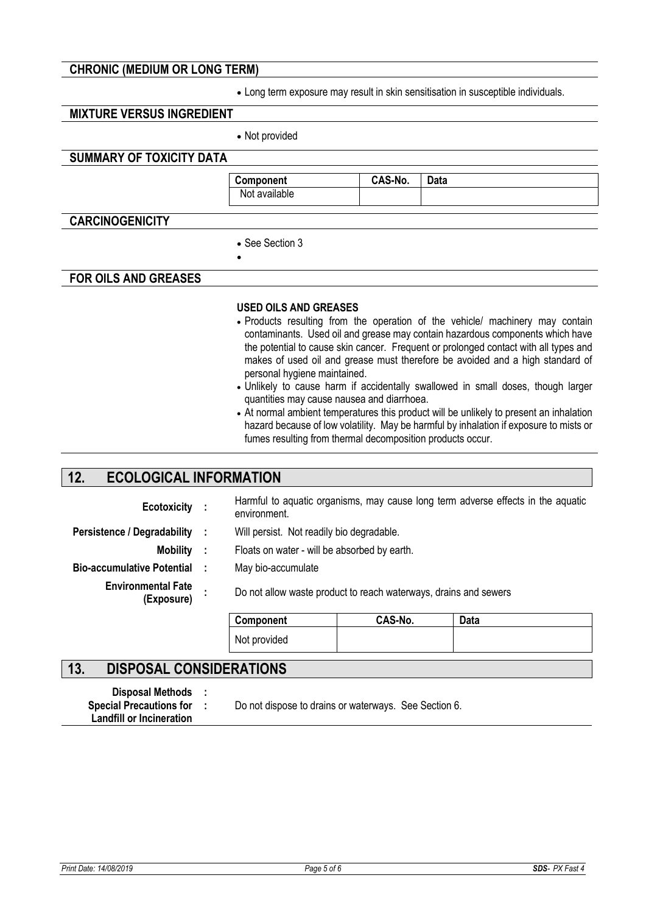### CHRONIC (MEDIUM OR LONG TERM)

- Long term exposure may result in skin sensitisation in susceptible individuals.

### MIXTURE VERSUS INGREDIENT

- Not provided

### SUMMARY OF TOXICITY DATA

| Component | CAS-No. | Data |
|---|---|---|
| Not available | | |

### CARCINOGENICITY

- See Section 3
-

### FOR OILS AND GREASES

**USED OILS AND GREASES**

- Products resulting from the operation of the vehicle/ machinery may contain contaminants. Used oil and grease may contain hazardous components which have the potential to cause skin cancer. Frequent or prolonged contact with all types and makes of used oil and grease must therefore be avoided and a high standard of personal hygiene maintained.
- Unlikely to cause harm if accidentally swallowed in small doses, though larger quantities may cause nausea and diarrhoea.
- At normal ambient temperatures this product will be unlikely to present an inhalation hazard because of low volatility. May be harmful by inhalation if exposure to mists or fumes resulting from thermal decomposition products occur.

## 12. ECOLOGICAL INFORMATION

**Ecotoxicity :** Harmful to aquatic organisms, may cause long term adverse effects in the aquatic environment.

**Persistence / Degradability :** Will persist. Not readily bio degradable.

**Mobility :** Floats on water - will be absorbed by earth.

**Bio-accumulative Potential :** May bio-accumulate

**Environmental Fate (Exposure) :** Do not allow waste product to reach waterways, drains and sewers

| Component | CAS-No. | Data |
|---|---|---|
| Not provided | | |

## 13. DISPOSAL CONSIDERATIONS

**Disposal Methods :**

**Special Precautions for Landfill or Incineration :** Do not dispose to drains or waterways. See Section 6.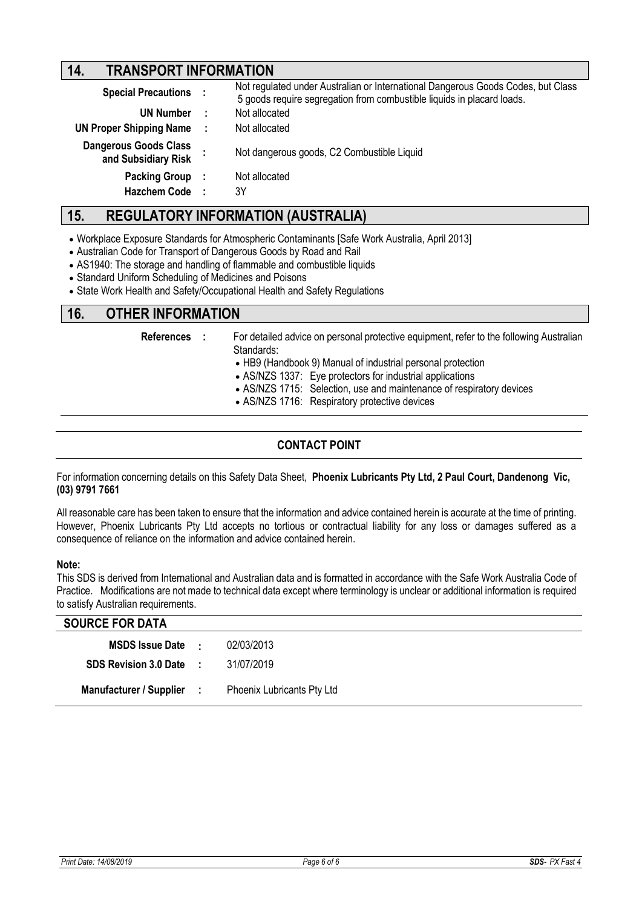## 14. TRANSPORT INFORMATION

| | | |
|---|---|---|
| **Special Precautions** | : | Not regulated under Australian or International Dangerous Goods Codes, but Class 5 goods require segregation from combustible liquids in placard loads. |
| **UN Number** | : | Not allocated |
| **UN Proper Shipping Name** | : | Not allocated |
| **Dangerous Goods Class and Subsidiary Risk** | : | Not dangerous goods, C2 Combustible Liquid |
| **Packing Group** | : | Not allocated |
| **Hazchem Code** | : | 3Y |

## 15. REGULATORY INFORMATION (AUSTRALIA)

- Workplace Exposure Standards for Atmospheric Contaminants [Safe Work Australia, April 2013]
- Australian Code for Transport of Dangerous Goods by Road and Rail
- AS1940: The storage and handling of flammable and combustible liquids
- Standard Uniform Scheduling of Medicines and Poisons
- State Work Health and Safety/Occupational Health and Safety Regulations

## 16. OTHER INFORMATION

**References** : For detailed advice on personal protective equipment, refer to the following Australian Standards:

- HB9 (Handbook 9) Manual of industrial personal protection
- AS/NZS 1337: Eye protectors for industrial applications
- AS/NZS 1715: Selection, use and maintenance of respiratory devices
- AS/NZS 1716: Respiratory protective devices

### CONTACT POINT

For information concerning details on this Safety Data Sheet, **Phoenix Lubricants Pty Ltd, 2 Paul Court, Dandenong Vic, (03) 9791 7661**

All reasonable care has been taken to ensure that the information and advice contained herein is accurate at the time of printing. However, Phoenix Lubricants Pty Ltd accepts no tortious or contractual liability for any loss or damages suffered as a consequence of reliance on the information and advice contained herein.

**Note:**

This SDS is derived from International and Australian data and is formatted in accordance with the Safe Work Australia Code of Practice. Modifications are not made to technical data except where terminology is unclear or additional information is required to satisfy Australian requirements.

### SOURCE FOR DATA

| | | |
|---|---|---|
| **MSDS Issue Date** | : | 02/03/2013 |
| **SDS Revision 3.0 Date** | : | 31/07/2019 |
| **Manufacturer / Supplier** | : | Phoenix Lubricants Pty Ltd |